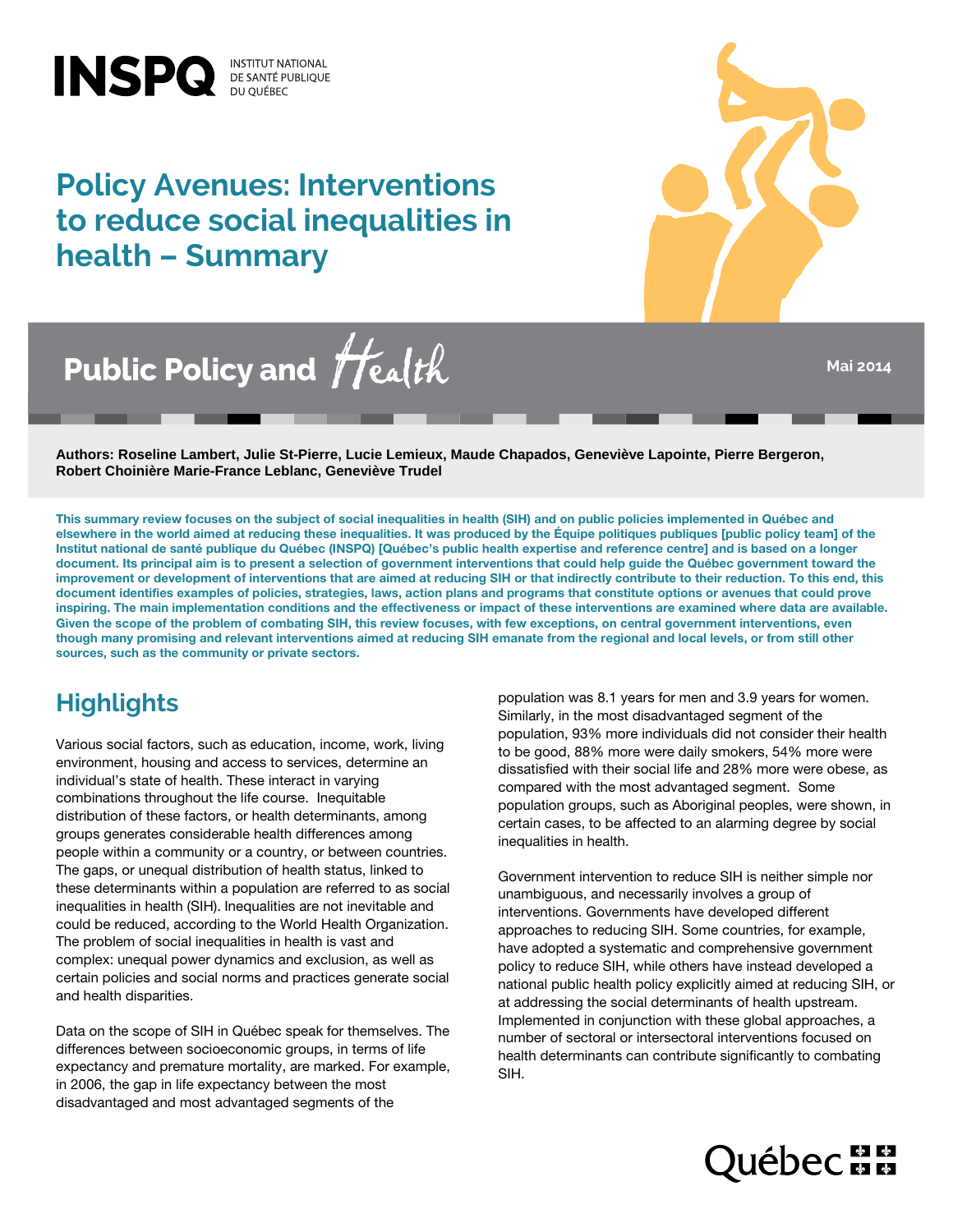INSPQ
INSTITUT NATIONAL DE SANTÉ PUBLIQUE DU QUÉBEC

# Policy Avenues: Interventions to reduce social inequalities in health – Summary

Public Policy and Health

Mai 2014

**Authors: Roseline Lambert, Julie St-Pierre, Lucie Lemieux, Maude Chapados, Geneviève Lapointe, Pierre Bergeron, Robert Choinière Marie-France Leblanc, Geneviève Trudel**

**This summary review focuses on the subject of social inequalities in health (SIH) and on public policies implemented in Québec and elsewhere in the world aimed at reducing these inequalities. It was produced by the Équipe politiques publiques [public policy team] of the Institut national de santé publique du Québec (INSPQ) [Québec's public health expertise and reference centre] and is based on a longer document. Its principal aim is to present a selection of government interventions that could help guide the Québec government toward the improvement or development of interventions that are aimed at reducing SIH or that indirectly contribute to their reduction. To this end, this document identifies examples of policies, strategies, laws, action plans and programs that constitute options or avenues that could prove inspiring. The main implementation conditions and the effectiveness or impact of these interventions are examined where data are available. Given the scope of the problem of combating SIH, this review focuses, with few exceptions, on central government interventions, even though many promising and relevant interventions aimed at reducing SIH emanate from the regional and local levels, or from still other sources, such as the community or private sectors.**

## Highlights

Various social factors, such as education, income, work, living environment, housing and access to services, determine an individual's state of health. These interact in varying combinations throughout the life course. Inequitable distribution of these factors, or health determinants, among groups generates considerable health differences among people within a community or a country, or between countries. The gaps, or unequal distribution of health status, linked to these determinants within a population are referred to as social inequalities in health (SIH). Inequalities are not inevitable and could be reduced, according to the World Health Organization. The problem of social inequalities in health is vast and complex: unequal power dynamics and exclusion, as well as certain policies and social norms and practices generate social and health disparities.

Data on the scope of SIH in Québec speak for themselves. The differences between socioeconomic groups, in terms of life expectancy and premature mortality, are marked. For example, in 2006, the gap in life expectancy between the most disadvantaged and most advantaged segments of the population was 8.1 years for men and 3.9 years for women. Similarly, in the most disadvantaged segment of the population, 93% more individuals did not consider their health to be good, 88% more were daily smokers, 54% more were dissatisfied with their social life and 28% more were obese, as compared with the most advantaged segment. Some population groups, such as Aboriginal peoples, were shown, in certain cases, to be affected to an alarming degree by social inequalities in health.

Government intervention to reduce SIH is neither simple nor unambiguous, and necessarily involves a group of interventions. Governments have developed different approaches to reducing SIH. Some countries, for example, have adopted a systematic and comprehensive government policy to reduce SIH, while others have instead developed a national public health policy explicitly aimed at reducing SIH, or at addressing the social determinants of health upstream. Implemented in conjunction with these global approaches, a number of sectoral or intersectoral interventions focused on health determinants can contribute significantly to combating SIH.

Québec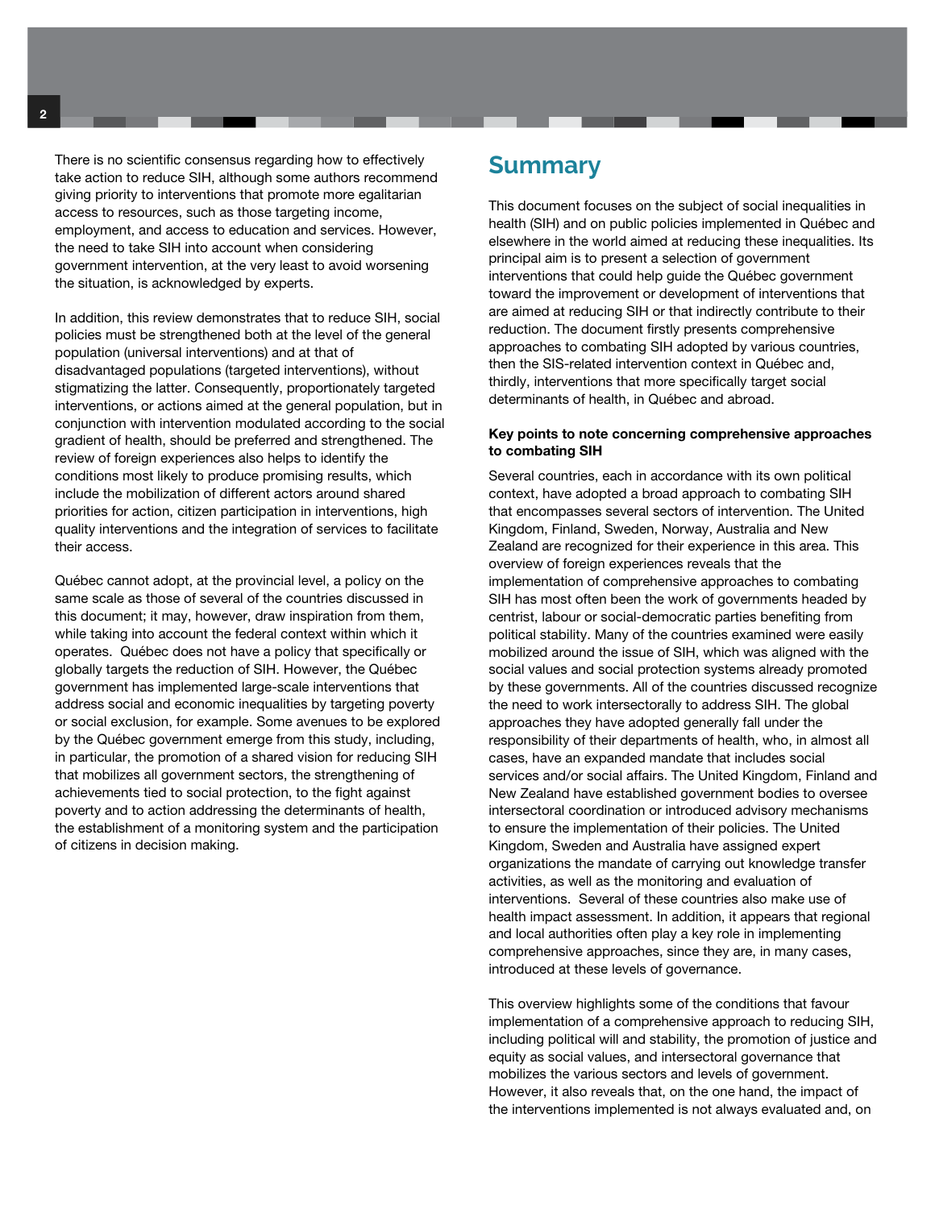There is no scientific consensus regarding how to effectively take action to reduce SIH, although some authors recommend giving priority to interventions that promote more egalitarian access to resources, such as those targeting income, employment, and access to education and services. However, the need to take SIH into account when considering government intervention, at the very least to avoid worsening the situation, is acknowledged by experts.

In addition, this review demonstrates that to reduce SIH, social policies must be strengthened both at the level of the general population (universal interventions) and at that of disadvantaged populations (targeted interventions), without stigmatizing the latter. Consequently, proportionately targeted interventions, or actions aimed at the general population, but in conjunction with intervention modulated according to the social gradient of health, should be preferred and strengthened. The review of foreign experiences also helps to identify the conditions most likely to produce promising results, which include the mobilization of different actors around shared priorities for action, citizen participation in interventions, high quality interventions and the integration of services to facilitate their access.

Québec cannot adopt, at the provincial level, a policy on the same scale as those of several of the countries discussed in this document; it may, however, draw inspiration from them, while taking into account the federal context within which it operates. Québec does not have a policy that specifically or globally targets the reduction of SIH. However, the Québec government has implemented large-scale interventions that address social and economic inequalities by targeting poverty or social exclusion, for example. Some avenues to be explored by the Québec government emerge from this study, including, in particular, the promotion of a shared vision for reducing SIH that mobilizes all government sectors, the strengthening of achievements tied to social protection, to the fight against poverty and to action addressing the determinants of health, the establishment of a monitoring system and the participation of citizens in decision making.

## Summary

This document focuses on the subject of social inequalities in health (SIH) and on public policies implemented in Québec and elsewhere in the world aimed at reducing these inequalities. Its principal aim is to present a selection of government interventions that could help guide the Québec government toward the improvement or development of interventions that are aimed at reducing SIH or that indirectly contribute to their reduction. The document firstly presents comprehensive approaches to combating SIH adopted by various countries, then the SIS-related intervention context in Québec and, thirdly, interventions that more specifically target social determinants of health, in Québec and abroad.

**Key points to note concerning comprehensive approaches to combating SIH**

Several countries, each in accordance with its own political context, have adopted a broad approach to combating SIH that encompasses several sectors of intervention. The United Kingdom, Finland, Sweden, Norway, Australia and New Zealand are recognized for their experience in this area. This overview of foreign experiences reveals that the implementation of comprehensive approaches to combating SIH has most often been the work of governments headed by centrist, labour or social-democratic parties benefiting from political stability. Many of the countries examined were easily mobilized around the issue of SIH, which was aligned with the social values and social protection systems already promoted by these governments. All of the countries discussed recognize the need to work intersectorally to address SIH. The global approaches they have adopted generally fall under the responsibility of their departments of health, who, in almost all cases, have an expanded mandate that includes social services and/or social affairs. The United Kingdom, Finland and New Zealand have established government bodies to oversee intersectoral coordination or introduced advisory mechanisms to ensure the implementation of their policies. The United Kingdom, Sweden and Australia have assigned expert organizations the mandate of carrying out knowledge transfer activities, as well as the monitoring and evaluation of interventions. Several of these countries also make use of health impact assessment. In addition, it appears that regional and local authorities often play a key role in implementing comprehensive approaches, since they are, in many cases, introduced at these levels of governance.

This overview highlights some of the conditions that favour implementation of a comprehensive approach to reducing SIH, including political will and stability, the promotion of justice and equity as social values, and intersectoral governance that mobilizes the various sectors and levels of government. However, it also reveals that, on the one hand, the impact of the interventions implemented is not always evaluated and, on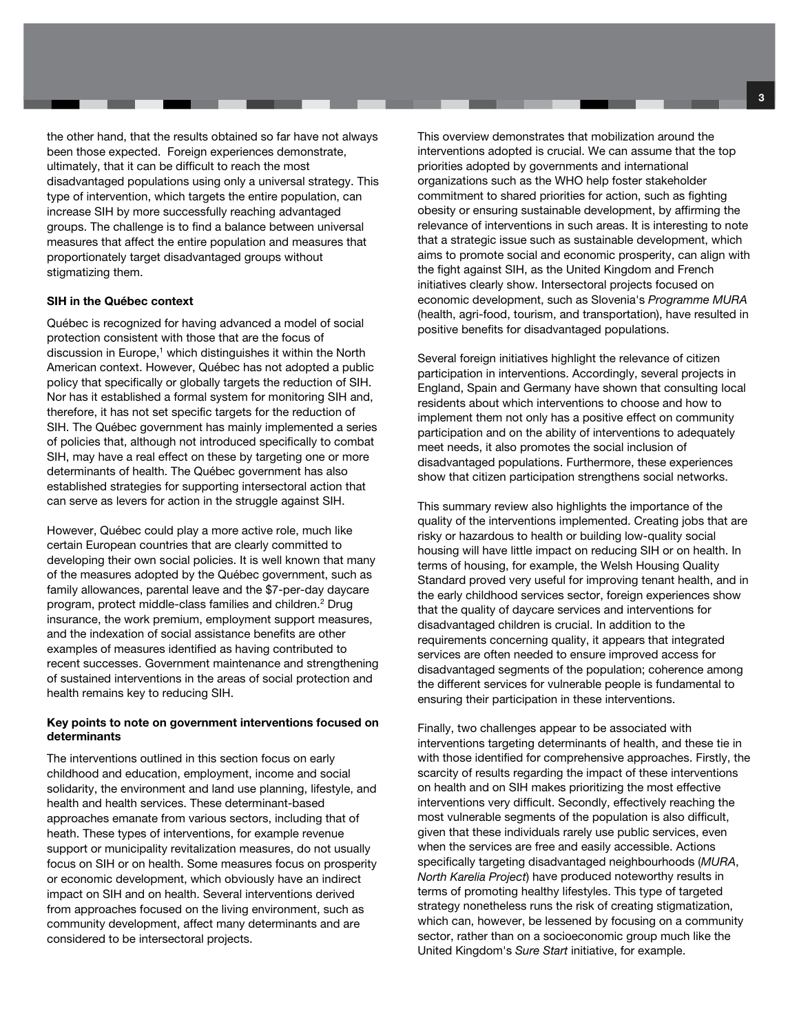the other hand, that the results obtained so far have not always been those expected. Foreign experiences demonstrate, ultimately, that it can be difficult to reach the most disadvantaged populations using only a universal strategy. This type of intervention, which targets the entire population, can increase SIH by more successfully reaching advantaged groups. The challenge is to find a balance between universal measures that affect the entire population and measures that proportionately target disadvantaged groups without stigmatizing them.

**SIH in the Québec context**

Québec is recognized for having advanced a model of social protection consistent with those that are the focus of discussion in Europe,[1] which distinguishes it within the North American context. However, Québec has not adopted a public policy that specifically or globally targets the reduction of SIH. Nor has it established a formal system for monitoring SIH and, therefore, it has not set specific targets for the reduction of SIH. The Québec government has mainly implemented a series of policies that, although not introduced specifically to combat SIH, may have a real effect on these by targeting one or more determinants of health. The Québec government has also established strategies for supporting intersectoral action that can serve as levers for action in the struggle against SIH.

However, Québec could play a more active role, much like certain European countries that are clearly committed to developing their own social policies. It is well known that many of the measures adopted by the Québec government, such as family allowances, parental leave and the $7-per-day daycare program, protect middle-class families and children.[2] Drug insurance, the work premium, employment support measures, and the indexation of social assistance benefits are other examples of measures identified as having contributed to recent successes. Government maintenance and strengthening of sustained interventions in the areas of social protection and health remains key to reducing SIH.

**Key points to note on government interventions focused on determinants**

The interventions outlined in this section focus on early childhood and education, employment, income and social solidarity, the environment and land use planning, lifestyle, and health and health services. These determinant-based approaches emanate from various sectors, including that of heath. These types of interventions, for example revenue support or municipality revitalization measures, do not usually focus on SIH or on health. Some measures focus on prosperity or economic development, which obviously have an indirect impact on SIH and on health. Several interventions derived from approaches focused on the living environment, such as community development, affect many determinants and are considered to be intersectoral projects.

This overview demonstrates that mobilization around the interventions adopted is crucial. We can assume that the top priorities adopted by governments and international organizations such as the WHO help foster stakeholder commitment to shared priorities for action, such as fighting obesity or ensuring sustainable development, by affirming the relevance of interventions in such areas. It is interesting to note that a strategic issue such as sustainable development, which aims to promote social and economic prosperity, can align with the fight against SIH, as the United Kingdom and French initiatives clearly show. Intersectoral projects focused on economic development, such as Slovenia's *Programme MURA* (health, agri-food, tourism, and transportation), have resulted in positive benefits for disadvantaged populations.

Several foreign initiatives highlight the relevance of citizen participation in interventions. Accordingly, several projects in England, Spain and Germany have shown that consulting local residents about which interventions to choose and how to implement them not only has a positive effect on community participation and on the ability of interventions to adequately meet needs, it also promotes the social inclusion of disadvantaged populations. Furthermore, these experiences show that citizen participation strengthens social networks.

This summary review also highlights the importance of the quality of the interventions implemented. Creating jobs that are risky or hazardous to health or building low-quality social housing will have little impact on reducing SIH or on health. In terms of housing, for example, the Welsh Housing Quality Standard proved very useful for improving tenant health, and in the early childhood services sector, foreign experiences show that the quality of daycare services and interventions for disadvantaged children is crucial. In addition to the requirements concerning quality, it appears that integrated services are often needed to ensure improved access for disadvantaged segments of the population; coherence among the different services for vulnerable people is fundamental to ensuring their participation in these interventions.

Finally, two challenges appear to be associated with interventions targeting determinants of health, and these tie in with those identified for comprehensive approaches. Firstly, the scarcity of results regarding the impact of these interventions on health and on SIH makes prioritizing the most effective interventions very difficult. Secondly, effectively reaching the most vulnerable segments of the population is also difficult, given that these individuals rarely use public services, even when the services are free and easily accessible. Actions specifically targeting disadvantaged neighbourhoods (*MURA*, *North Karelia Project*) have produced noteworthy results in terms of promoting healthy lifestyles. This type of targeted strategy nonetheless runs the risk of creating stigmatization, which can, however, be lessened by focusing on a community sector, rather than on a socioeconomic group much like the United Kingdom's *Sure Start* initiative, for example.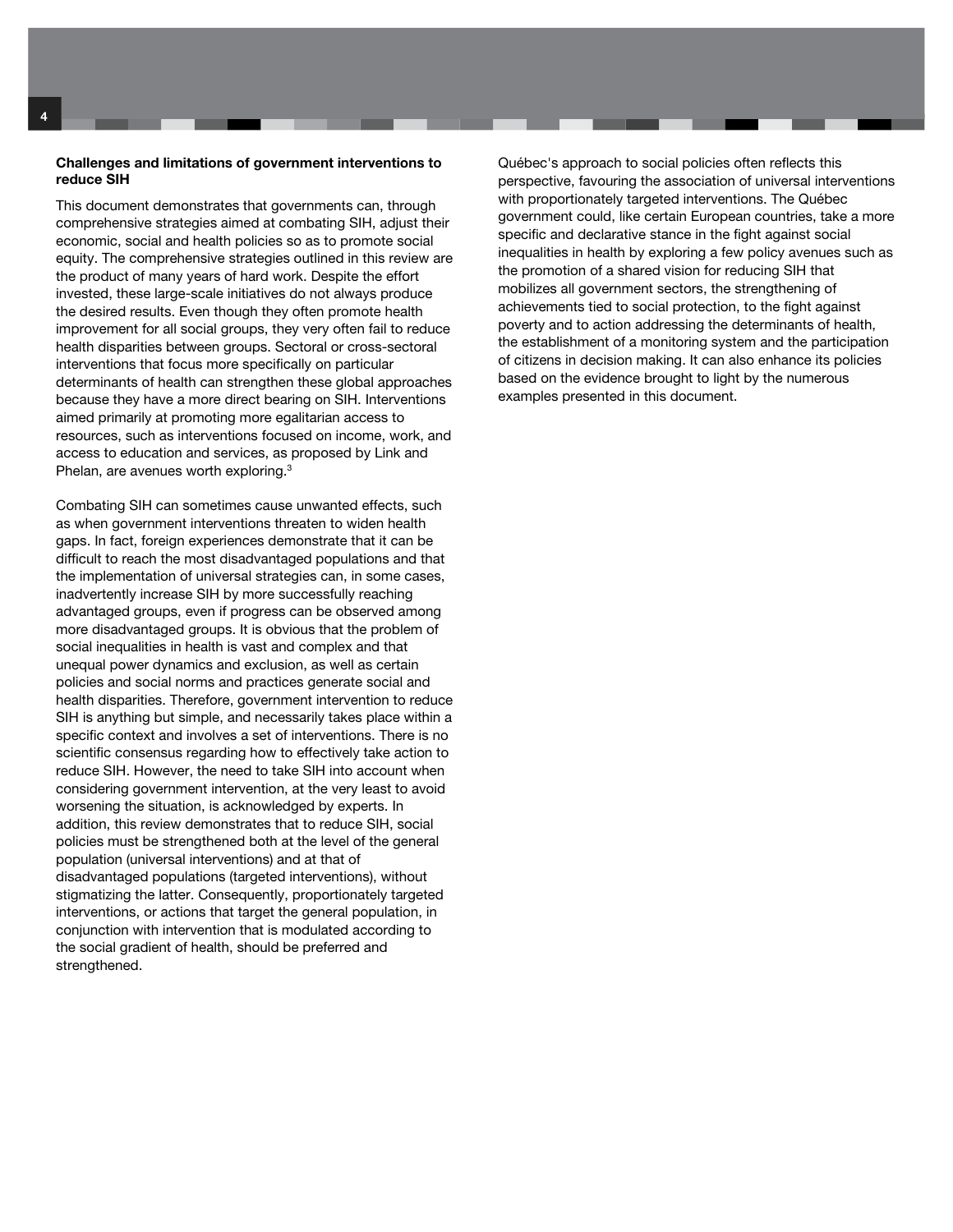### Challenges and limitations of government interventions to reduce SIH

This document demonstrates that governments can, through comprehensive strategies aimed at combating SIH, adjust their economic, social and health policies so as to promote social equity. The comprehensive strategies outlined in this review are the product of many years of hard work. Despite the effort invested, these large-scale initiatives do not always produce the desired results. Even though they often promote health improvement for all social groups, they very often fail to reduce health disparities between groups. Sectoral or cross-sectoral interventions that focus more specifically on particular determinants of health can strengthen these global approaches because they have a more direct bearing on SIH. Interventions aimed primarily at promoting more egalitarian access to resources, such as interventions focused on income, work, and access to education and services, as proposed by Link and Phelan, are avenues worth exploring.[3]

Combating SIH can sometimes cause unwanted effects, such as when government interventions threaten to widen health gaps. In fact, foreign experiences demonstrate that it can be difficult to reach the most disadvantaged populations and that the implementation of universal strategies can, in some cases, inadvertently increase SIH by more successfully reaching advantaged groups, even if progress can be observed among more disadvantaged groups. It is obvious that the problem of social inequalities in health is vast and complex and that unequal power dynamics and exclusion, as well as certain policies and social norms and practices generate social and health disparities. Therefore, government intervention to reduce SIH is anything but simple, and necessarily takes place within a specific context and involves a set of interventions. There is no scientific consensus regarding how to effectively take action to reduce SIH. However, the need to take SIH into account when considering government intervention, at the very least to avoid worsening the situation, is acknowledged by experts. In addition, this review demonstrates that to reduce SIH, social policies must be strengthened both at the level of the general population (universal interventions) and at that of disadvantaged populations (targeted interventions), without stigmatizing the latter. Consequently, proportionately targeted interventions, or actions that target the general population, in conjunction with intervention that is modulated according to the social gradient of health, should be preferred and strengthened.

Québec's approach to social policies often reflects this perspective, favouring the association of universal interventions with proportionately targeted interventions. The Québec government could, like certain European countries, take a more specific and declarative stance in the fight against social inequalities in health by exploring a few policy avenues such as the promotion of a shared vision for reducing SIH that mobilizes all government sectors, the strengthening of achievements tied to social protection, to the fight against poverty and to action addressing the determinants of health, the establishment of a monitoring system and the participation of citizens in decision making. It can also enhance its policies based on the evidence brought to light by the numerous examples presented in this document.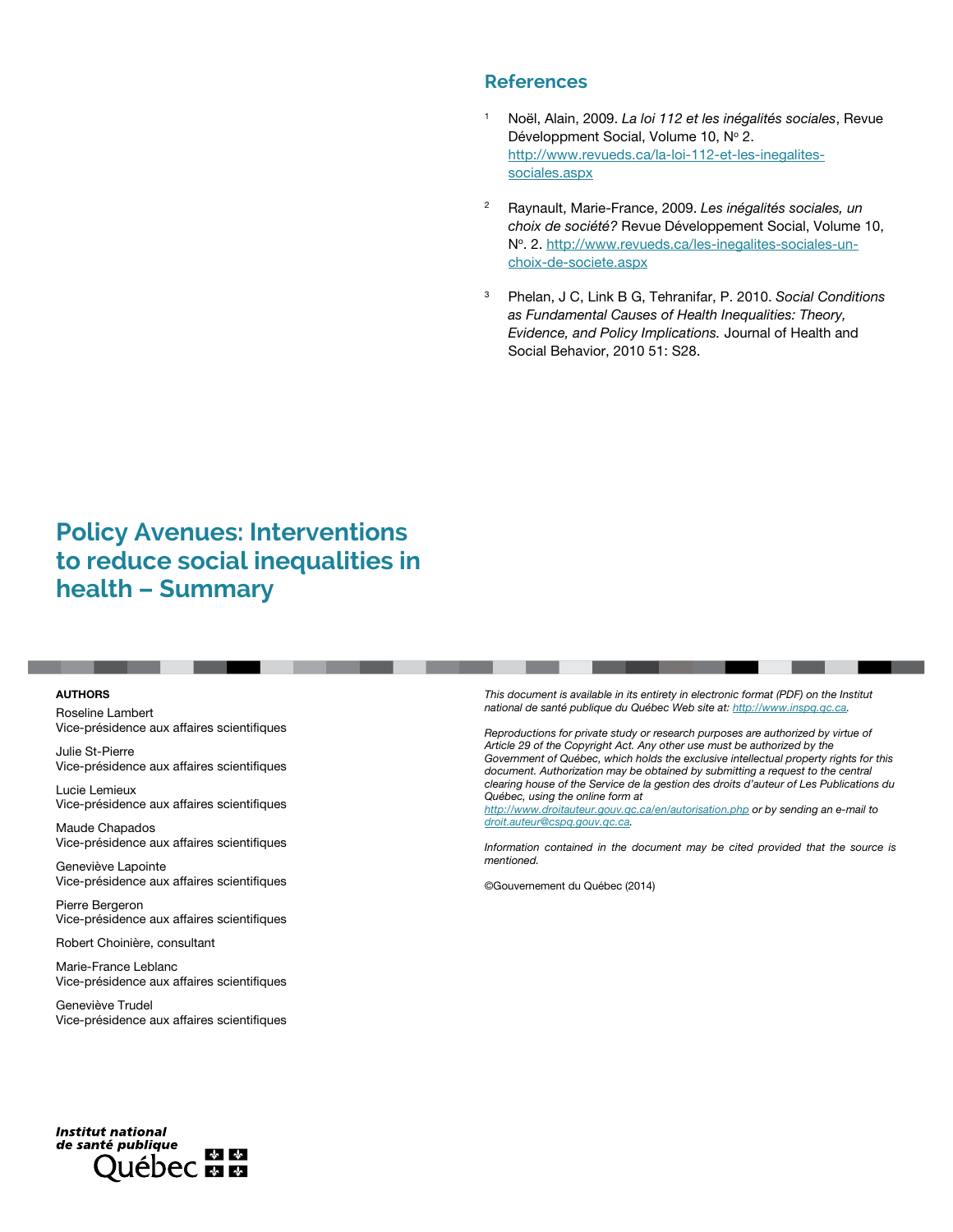## References

1. Noël, Alain, 2009. *La loi 112 et les inégalités sociales*, Revue Dévelopment Social, Volume 10, Nº 2. http://www.revueds.ca/la-loi-112-et-les-inegalites-sociales.aspx

2. Raynault, Marie-France, 2009. *Les inégalités sociales, un choix de société?* Revue Développement Social, Volume 10, Nº. 2. http://www.revueds.ca/les-inegalites-sociales-un-choix-de-societe.aspx

3. Phelan, J C, Link B G, Tehranifar, P. 2010. *Social Conditions as Fundamental Causes of Health Inequalities: Theory, Evidence, and Policy Implications.* Journal of Health and Social Behavior, 2010 51: S28.

# Policy Avenues: Interventions to reduce social inequalities in health – Summary

**AUTHORS**

Roseline Lambert
Vice-présidence aux affaires scientifiques

Julie St-Pierre
Vice-présidence aux affaires scientifiques

Lucie Lemieux
Vice-présidence aux affaires scientifiques

Maude Chapados
Vice-présidence aux affaires scientifiques

Geneviève Lapointe
Vice-présidence aux affaires scientifiques

Pierre Bergeron
Vice-présidence aux affaires scientifiques

Robert Choinière, consultant

Marie-France Leblanc
Vice-présidence aux affaires scientifiques

Geneviève Trudel
Vice-présidence aux affaires scientifiques

*This document is available in its entirety in electronic format (PDF) on the Institut national de santé publique du Québec Web site at: http://www.inspq.qc.ca.*

*Reproductions for private study or research purposes are authorized by virtue of Article 29 of the Copyright Act. Any other use must be authorized by the Government of Québec, which holds the exclusive intellectual property rights for this document. Authorization may be obtained by submitting a request to the central clearing house of the Service de la gestion des droits d'auteur of Les Publications du Québec, using the online form at http://www.droitauteur.gouv.qc.ca/en/autorisation.php or by sending an e-mail to droit.auteur@cspq.gouv.qc.ca.*

*Information contained in the document may be cited provided that the source is mentioned.*

©Gouvernement du Québec (2014)

Institut national de santé publique Québec